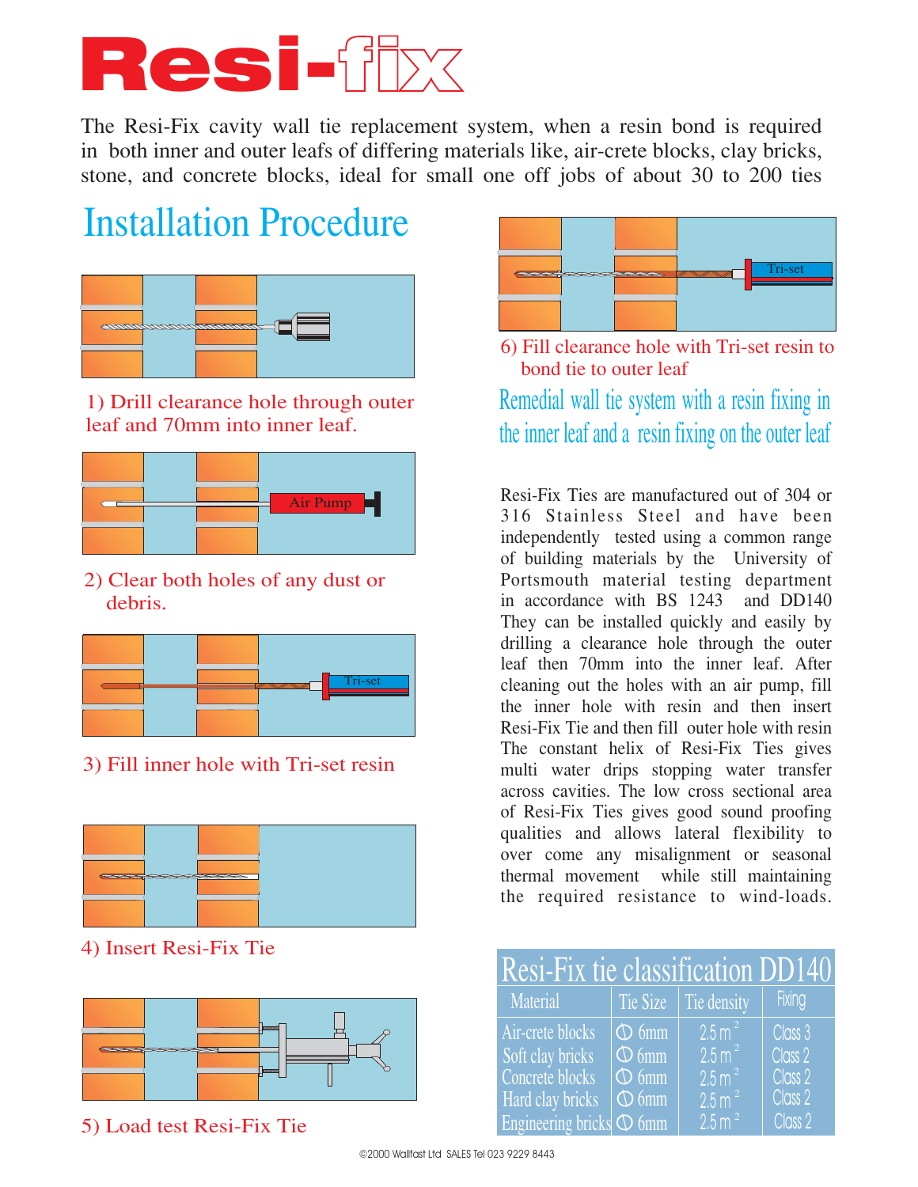# Resi-fix

The Resi-Fix cavity wall tie replacement system, when a resin bond is required in both inner and outer leafs of differing materials like, air-crete blocks, clay bricks, stone, and concrete blocks, ideal for small one off jobs of about 30 to 200 ties

## Installation Procedure

1) Drill clearance hole through outer leaf and 70mm into inner leaf.

2) Clear both holes of any dust or debris.

3) Fill inner hole with Tri-set resin

4) Insert Resi-Fix Tie

5) Load test Resi-Fix Tie

6) Fill clearance hole with Tri-set resin to bond tie to outer leaf

## Remedial wall tie system with a resin fixing in the inner leaf and a resin fixing on the outer leaf

Resi-Fix Ties are manufactured out of 304 or 316 Stainless Steel and have been independently tested using a common range of building materials by the University of Portsmouth material testing department in accordance with BS 1243 and DD140 They can be installed quickly and easily by drilling a clearance hole through the outer leaf then 70mm into the inner leaf. After cleaning out the holes with an air pump, fill the inner hole with resin and then insert Resi-Fix Tie and then fill outer hole with resin The constant helix of Resi-Fix Ties gives multi water drips stopping water transfer across cavities. The low cross sectional area of Resi-Fix Ties gives good sound proofing qualities and allows lateral flexibility to over come any misalignment or seasonal thermal movement while still maintaining the required resistance to wind-loads.

### Resi-Fix tie classification DD140

| Material | Tie Size | Tie density | Fixing |
|---|---|---|---|
| Air-crete blocks | Ø 6mm | 2.5 $m^2$ | Class 3 |
| Soft clay bricks | Ø 6mm | 2.5 $m^2$ | Class 2 |
| Concrete blocks | Ø 6mm | 2.5 $m^2$ | Class 2 |
| Hard clay bricks | Ø 6mm | 2.5 $m^2$ | Class 2 |
| Engineering bricks | Ø 6mm | 2.5 $m^2$ | Class 2 |

©2000 Wallfast Ltd SALES Tel 023 9229 8443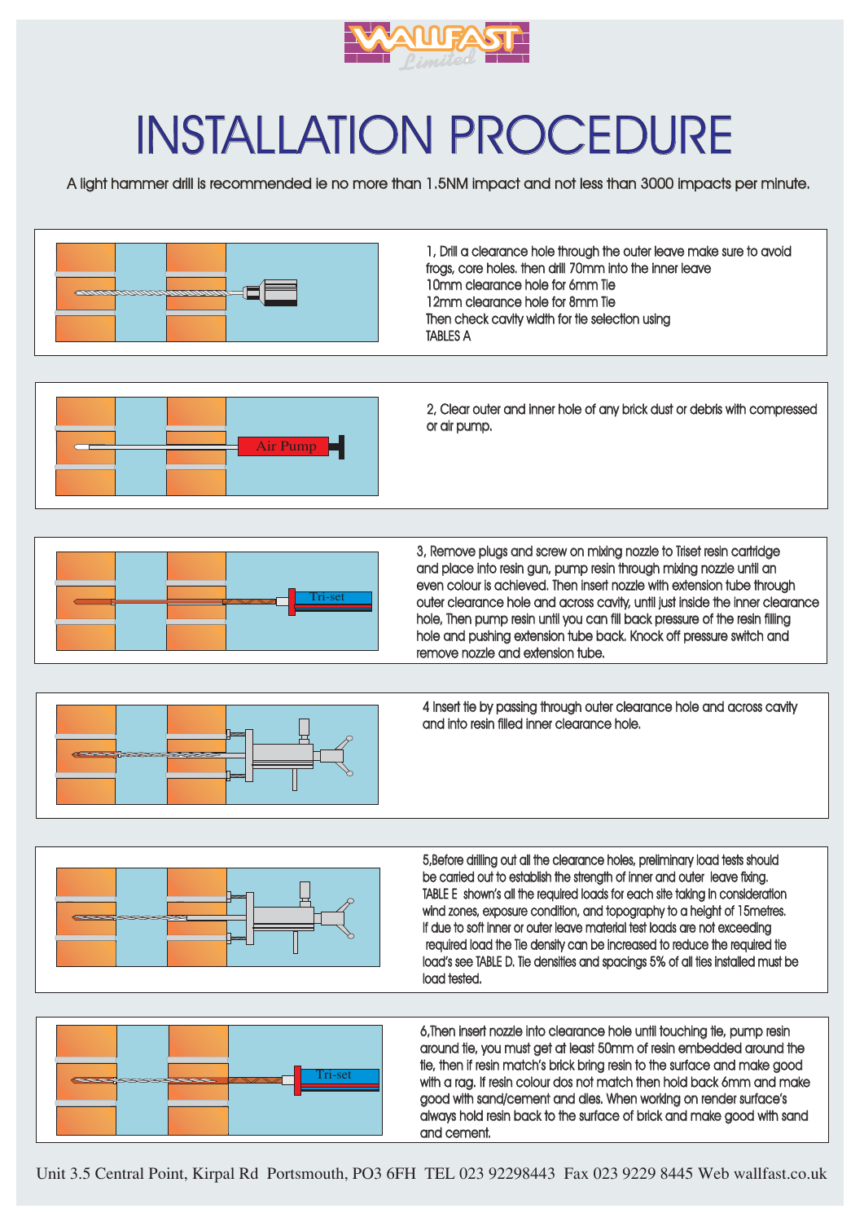WALLFAST *Limited*

# INSTALLATION PROCEDURE

A light hammer drill is recommended ie no more than 1.5NM impact and not less than 3000 impacts per minute.

1, Drill a clearance hole through the outer leave make sure to avoid frogs, core holes. then drill 70mm into the inner leave
10mm clearance hole for 6mm Tie
12mm clearance hole for 8mm Tie
Then check cavity width for tie selection using
TABLES A

2, Clear outer and inner hole of any brick dust or debris with compressed or air pump.

3, Remove plugs and screw on mixing nozzle to Triset resin cartridge and place into resin gun, pump resin through mixing nozzle until an even colour is achieved. Then insert nozzle with extension tube through outer clearance hole and across cavity, until just inside the inner clearance hole, Then pump resin until you can fill back pressure of the resin filling hole and pushing extension tube back. Knock off pressure switch and remove nozzle and extension tube.

4 Insert tie by passing through outer clearance hole and across cavity and into resin filled inner clearance hole.

5,Before drilling out all the clearance holes, preliminary load tests should be carried out to establish the strength of inner and outer leave fixing. TABLE E shown's all the required loads for each site taking in consideration wind zones, exposure condition, and topography to a height of 15metres. If due to soft inner or outer leave material test loads are not exceeding required load the Tie density can be increased to reduce the required tie load's see TABLE D. Tie densities and spacings 5% of all ties installed must be load tested.

6,Then insert nozzle into clearance hole until touching tie, pump resin around tie, you must get at least 50mm of resin embedded around the tie, then if resin match's brick bring resin to the surface and make good with a rag. If resin colour dos not match then hold back 6mm and make good with sand/cement and dies. When working on render surface's always hold resin back to the surface of brick and make good with sand and cement.

Unit 3.5 Central Point, Kirpal Rd Portsmouth, PO3 6FH TEL 023 92298443 Fax 023 9229 8445 Web wallfast.co.uk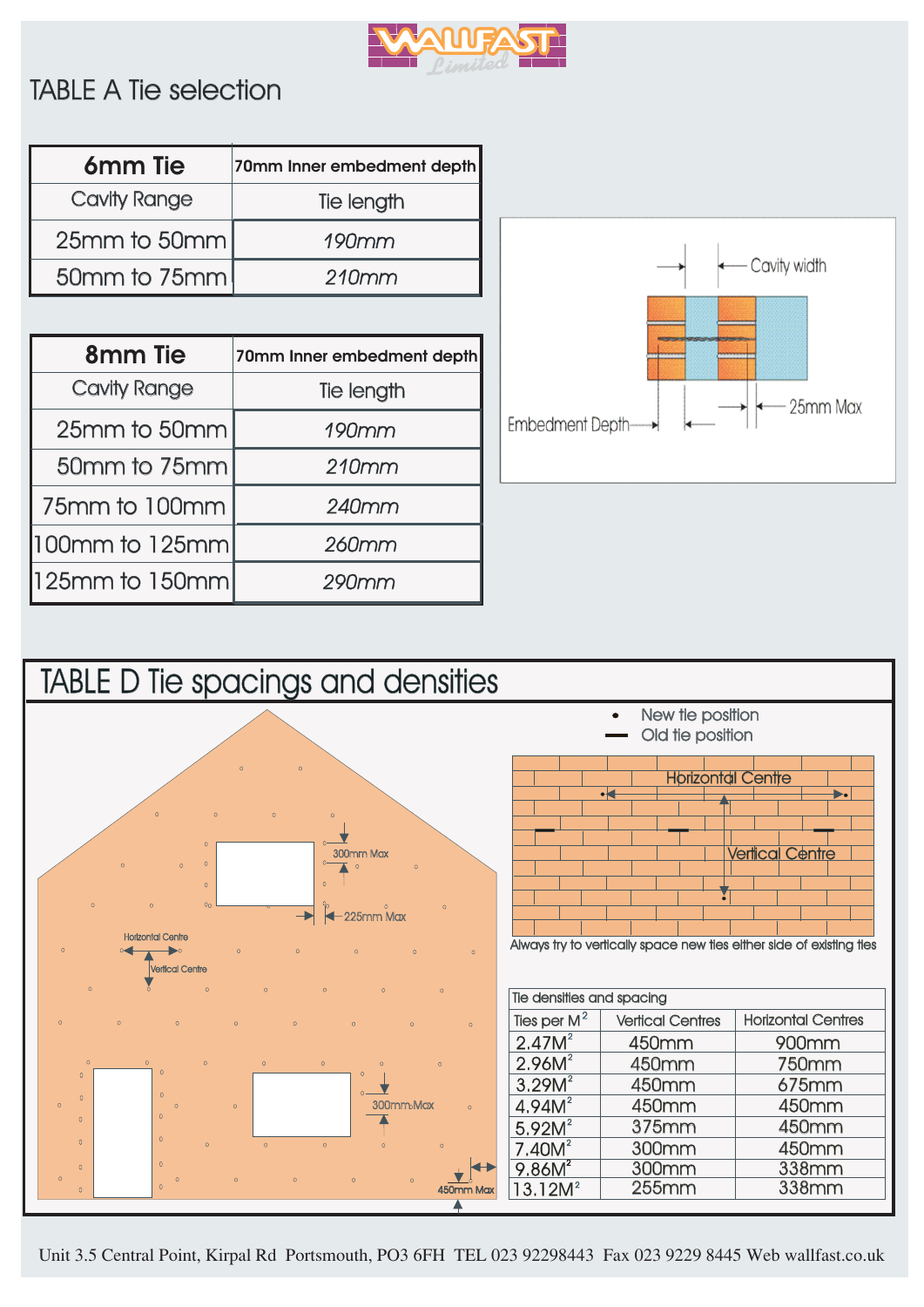WALLFAST Limited

# TABLE A Tie selection

| 6mm Tie | 70mm Inner embedment depth |
|---|---|
| Cavity Range | Tie length |
| 25mm to 50mm | *190mm* |
| 50mm to 75mm | *210mm* |

| 8mm Tie | 70mm Inner embedment depth |
|---|---|
| Cavity Range | Tie length |
| 25mm to 50mm | *190mm* |
| 50mm to 75mm | *210mm* |
| 75mm to 100mm | *240mm* |
| 100mm to 125mm | *260mm* |
| 125mm to 150mm | *290mm* |

Cavity width

Embedment Depth

25mm Max

# TABLE D Tie spacings and densities

300mm Max

225mm Max

Horizontal Centre

Vertical Centre

300mm Max

450mm Max

- • New tie position
- — Old tie position

Horizontal Centre

Vertical Centre

Always try to vertically space new ties either side of existing ties

| Tie densities and spacing | | |
|---|---|---|
| Ties per $M^2$ | Vertical Centres | Horizontal Centres |
| 2.47$M^2$ | 450mm | 900mm |
| 2.96$M^2$ | 450mm | 750mm |
| 3.29$M^2$ | 450mm | 675mm |
| 4.94$M^2$ | 450mm | 450mm |
| 5.92$M^2$ | 375mm | 450mm |
| 7.40$M^2$ | 300mm | 450mm |
| 9.86$M^2$ | 300mm | 338mm |
| 13.12$M^2$ | 255mm | 338mm |

Unit 3.5 Central Point, Kirpal Rd Portsmouth, PO3 6FH TEL 023 92298443 Fax 023 9229 8445 Web wallfast.co.uk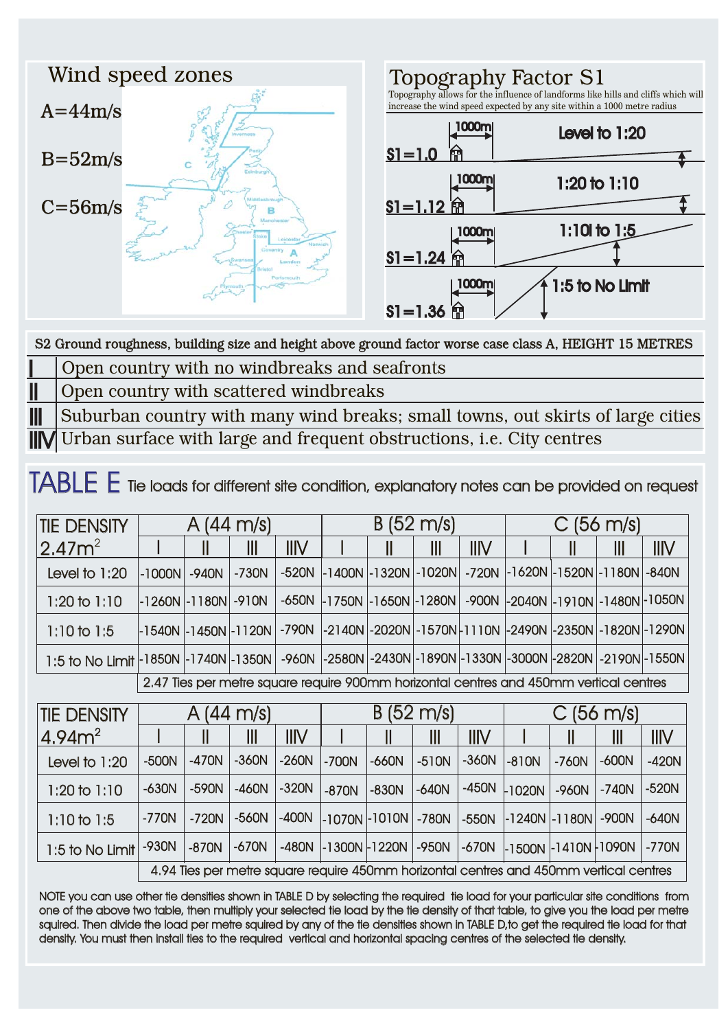## Wind speed zones

A=44m/s

B=52m/s

C=56m/s

## Topography Factor S1

Topography allows for the influence of landforms like hills and cliffs which will increase the wind speed expected by any site within a 1000 metre radius

S1=1.0 — Level to 1:20

S1=1.12 — 1:20 to 1:10

S1=1.24 — 1:10 to 1:5

S1=1.36 — 1:5 to No Limit

1000m

**S2 Ground roughness, building size and height above ground factor worse case class A, HEIGHT 15 METRES**

| | |
|---|---|
| I | Open country with no windbreaks and seafronts |
| II | Open country with scattered windbreaks |
| III | Suburban country with many wind breaks; small towns, out skirts of large cities |
| IIIV | Urban surface with large and frequent obstructions, i.e. City centres |

## TABLE E Tie loads for different site condition, explanatory notes can be provided on request

| TIE DENSITY 2.47m$^2$ | A (44 m/s) | | | | B (52 m/s) | | | | C (56 m/s) | | | |
|---|---|---|---|---|---|---|---|---|---|---|---|---|
| | I | II | III | IIIV | I | II | III | IIIV | I | II | III | IIIV |
| Level to 1:20 | -1000N | -940N | -730N | -520N | -1400N | -1320N | -1020N | -720N | -1620N | -1520N | -1180N | -840N |
| 1:20 to 1:10 | -1260N | -1180N | -910N | -650N | -1750N | -1650N | -1280N | -900N | -2040N | -1910N | -1480N | -1050N |
| 1:10 to 1:5 | -1540N | -1450N | -1120N | -790N | -2140N | -2020N | -1570N | -1110N | -2490N | -2350N | -1820N | -1290N |
| 1:5 to No Limit | -1850N | -1740N | -1350N | -960N | -2580N | -2430N | -1890N | -1330N | -3000N | -2820N | -2190N | -1550N |

2.47 Ties per metre square require 900mm horizontal centres and 450mm vertical centres

| TIE DENSITY 4.94m$^2$ | A (44 m/s) | | | | B (52 m/s) | | | | C (56 m/s) | | | |
|---|---|---|---|---|---|---|---|---|---|---|---|---|
| | I | II | III | IIIV | I | II | III | IIIV | I | II | III | IIIV |
| Level to 1:20 | -500N | -470N | -360N | -260N | -700N | -660N | -510N | -360N | -810N | -760N | -600N | -420N |
| 1:20 to 1:10 | -630N | -590N | -460N | -320N | -870N | -830N | -640N | -450N | -1020N | -960N | -740N | -520N |
| 1:10 to 1:5 | -770N | -720N | -560N | -400N | -1070N | -1010N | -780N | -550N | -1240N | -1180N | -900N | -640N |
| 1:5 to No Limit | -930N | -870N | -670N | -480N | -1300N | -1220N | -950N | -670N | -1500N | -1410N | -1090N | -770N |

4.94 Ties per metre square require 450mm horizontal centres and 450mm vertical centres

NOTE you can use other tie densities shown in TABLE D by selecting the required tie load for your particular site conditions from one of the above two table, then multiply your selected tie load by the tie density of that table, to give you the load per metre squired. Then divide the load per metre squired by any of the tie densities shown in TABLE D,to get the required tie load for that density. You must then install ties to the required vertical and horizontal spacing centres of the selected tie density.